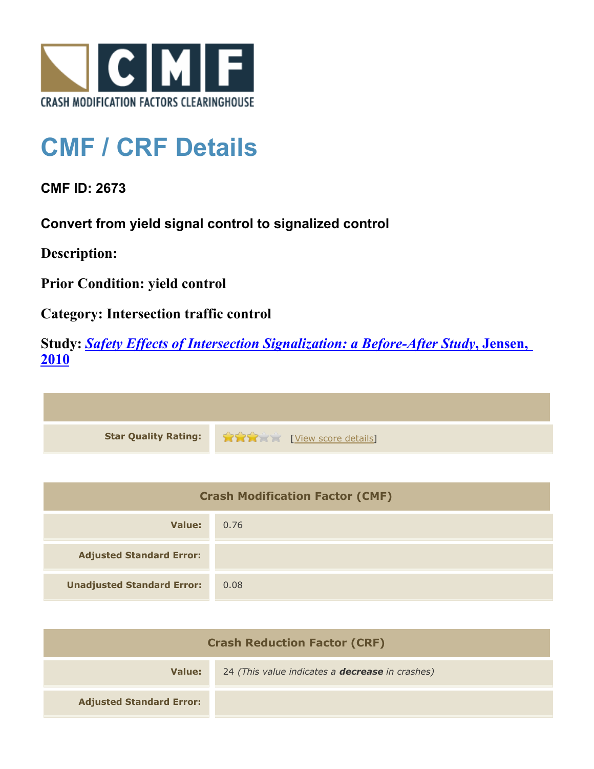CRASH MODIFICATION FACTORS CLEARINGHOUSE

# CMF / CRF Details

**CMF ID: 2673**

**Convert from yield signal control to signalized control**

**Description:**

**Prior Condition: yield control**

**Category: Intersection traffic control**

**Study: *Safety Effects of Intersection Signalization: a Before-After Study*, Jensen, 2010**

| | |
|---|---|
| **Star Quality Rating:** | 3 of 5 stars [View score details] |

| Crash Modification Factor (CMF) | |
|---|---|
| **Value:** | 0.76 |
| **Adjusted Standard Error:** | |
| **Unadjusted Standard Error:** | 0.08 |

| Crash Reduction Factor (CRF) | |
|---|---|
| **Value:** | 24 *(This value indicates a **decrease** in crashes)* |
| **Adjusted Standard Error:** | |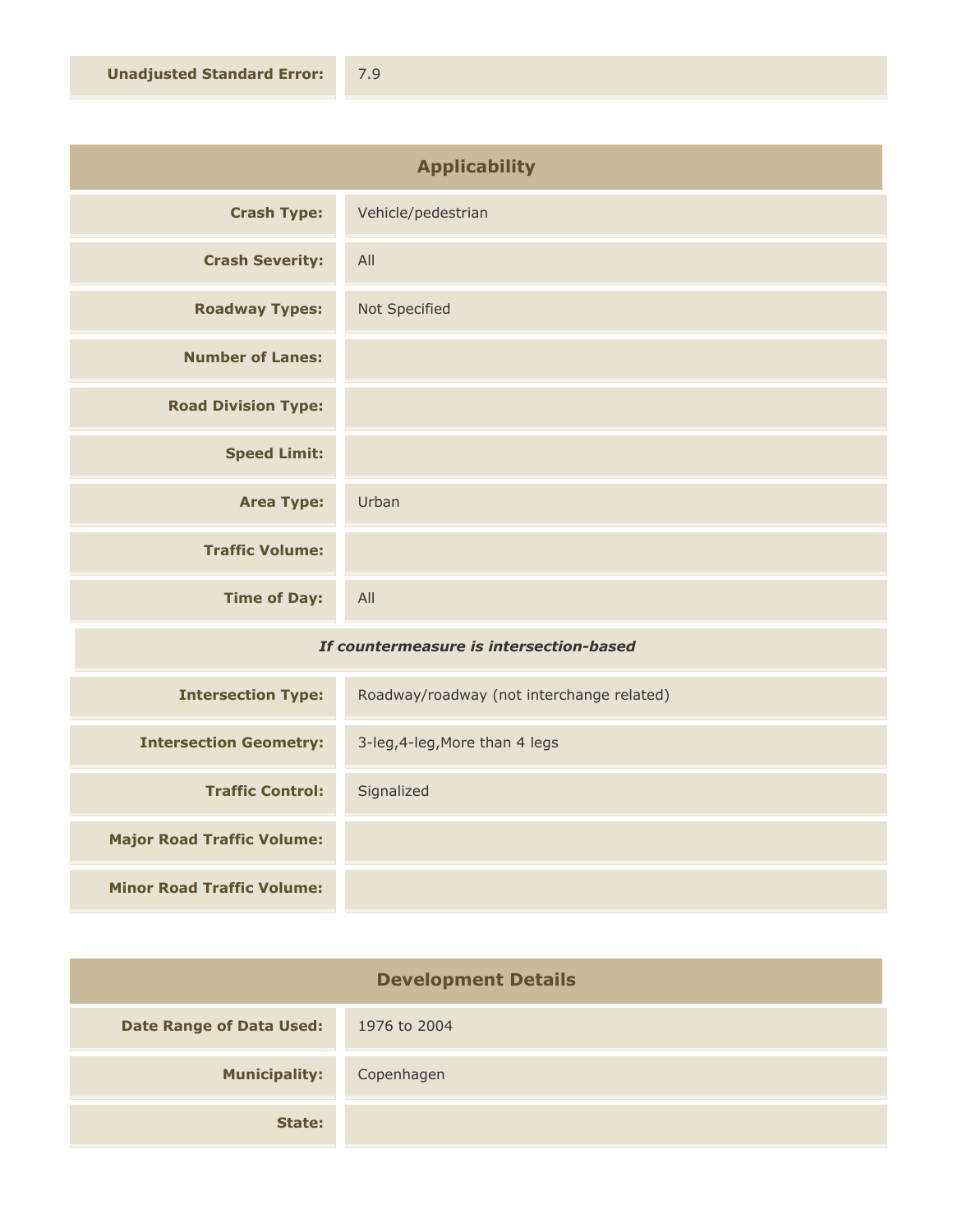| | |
|---|---|
| **Unadjusted Standard Error:** | 7.9 |

## Applicability

| | |
|---|---|
| **Crash Type:** | Vehicle/pedestrian |
| **Crash Severity:** | All |
| **Roadway Types:** | Not Specified |
| **Number of Lanes:** | |
| **Road Division Type:** | |
| **Speed Limit:** | |
| **Area Type:** | Urban |
| **Traffic Volume:** | |
| **Time of Day:** | All |

*If countermeasure is intersection-based*

| | |
|---|---|
| **Intersection Type:** | Roadway/roadway (not interchange related) |
| **Intersection Geometry:** | 3-leg,4-leg,More than 4 legs |
| **Traffic Control:** | Signalized |
| **Major Road Traffic Volume:** | |
| **Minor Road Traffic Volume:** | |

## Development Details

| | |
|---|---|
| **Date Range of Data Used:** | 1976 to 2004 |
| **Municipality:** | Copenhagen |
| **State:** | |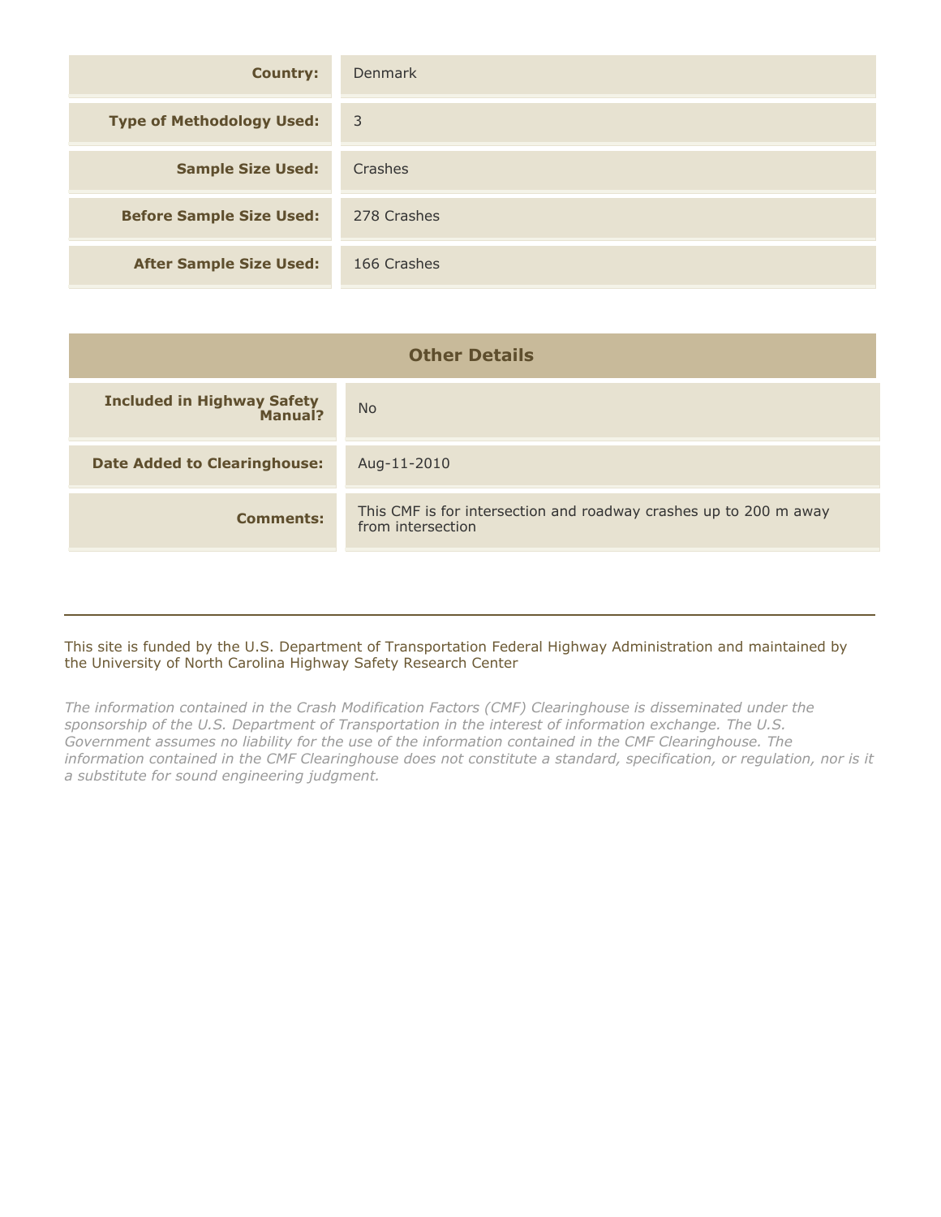| | |
|---|---|
| **Country:** | Denmark |
| **Type of Methodology Used:** | 3 |
| **Sample Size Used:** | Crashes |
| **Before Sample Size Used:** | 278 Crashes |
| **After Sample Size Used:** | 166 Crashes |

## Other Details

| | |
|---|---|
| **Included in Highway Safety Manual?** | No |
| **Date Added to Clearinghouse:** | Aug-11-2010 |
| **Comments:** | This CMF is for intersection and roadway crashes up to 200 m away from intersection |

---

This site is funded by the U.S. Department of Transportation Federal Highway Administration and maintained by the University of North Carolina Highway Safety Research Center

*The information contained in the Crash Modification Factors (CMF) Clearinghouse is disseminated under the sponsorship of the U.S. Department of Transportation in the interest of information exchange. The U.S. Government assumes no liability for the use of the information contained in the CMF Clearinghouse. The information contained in the CMF Clearinghouse does not constitute a standard, specification, or regulation, nor is it a substitute for sound engineering judgment.*